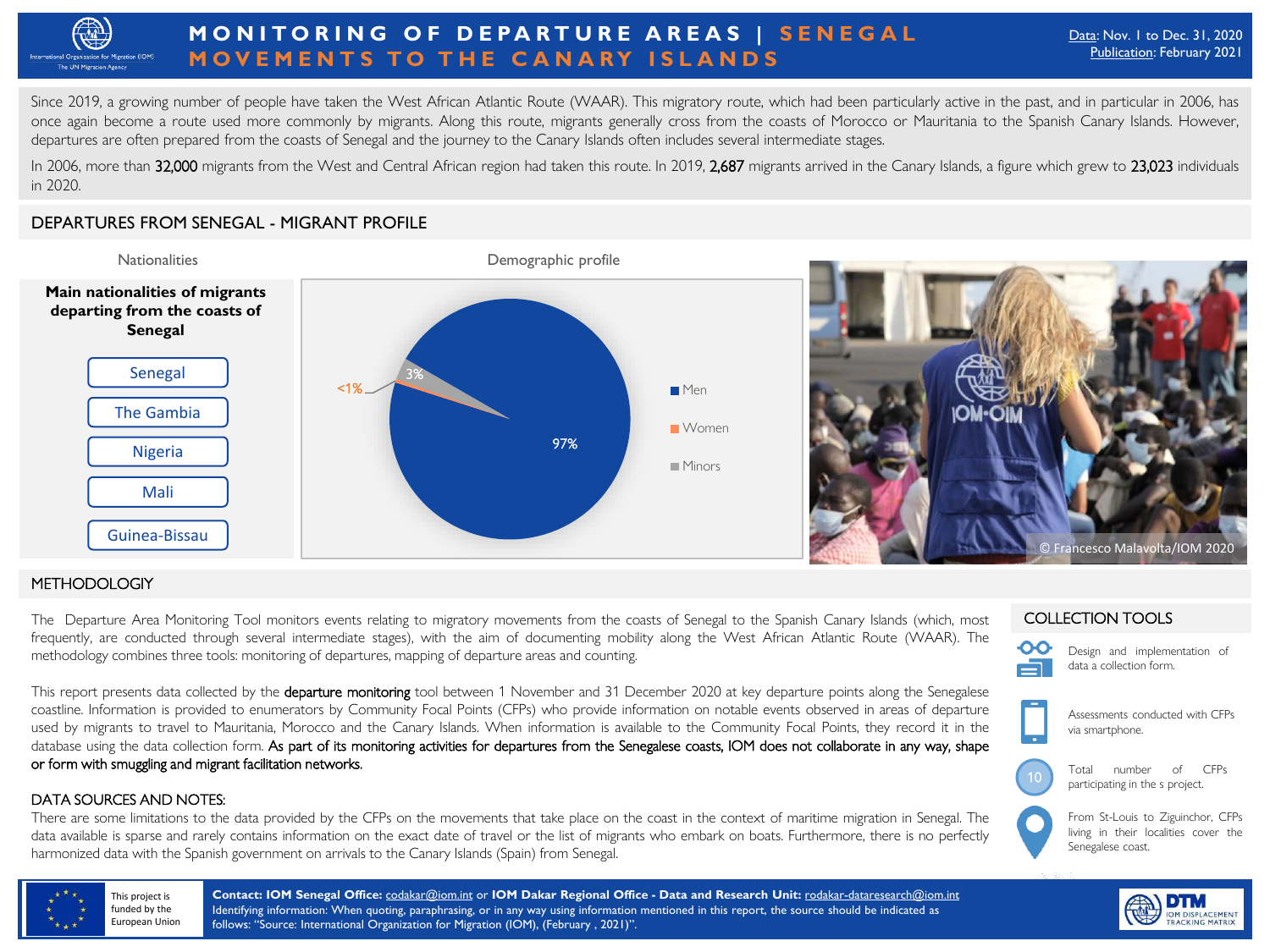# MONITORING OF DEPARTURE AREAS | SENEGAL
## MOVEMENTS TO THE CANARY ISLANDS

Data: Nov. 1 to Dec. 31, 2020
Publication: February 2021

Since 2019, a growing number of people have taken the West African Atlantic Route (WAAR). This migratory route, which had been particularly active in the past, and in particular in 2006, has once again become a route used more commonly by migrants. Along this route, migrants generally cross from the coasts of Morocco or Mauritania to the Spanish Canary Islands. However, departures are often prepared from the coasts of Senegal and the journey to the Canary Islands often includes several intermediate stages.

In 2006, more than **32,000** migrants from the West and Central African region had taken this route. In 2019, **2,687** migrants arrived in the Canary Islands, a figure which grew to **23,023** individuals in 2020.

## DEPARTURES FROM SENEGAL - MIGRANT PROFILE

### Nationalities

**Main nationalities of migrants departing from the coasts of Senegal**

- Senegal
- The Gambia
- Nigeria
- Mali
- Guinea-Bissau

### Demographic profile

| Category | Share |
|---|---|
| Men | 97% |
| Women | <1% |
| Minors | 3% |

© Francesco Malavolta/IOM 2020

## METHODOLOGIY

The Departure Area Monitoring Tool monitors events relating to migratory movements from the coasts of Senegal to the Spanish Canary Islands (which, most frequently, are conducted through several intermediate stages), with the aim of documenting mobility along the West African Atlantic Route (WAAR). The methodology combines three tools: monitoring of departures, mapping of departure areas and counting.

This report presents data collected by the **departure monitoring** tool between 1 November and 31 December 2020 at key departure points along the Senegalese coastline. Information is provided to enumerators by Community Focal Points (CFPs) who provide information on notable events observed in areas of departure used by migrants to travel to Mauritania, Morocco and the Canary Islands. When information is available to the Community Focal Points, they record it in the database using the data collection form. **As part of its monitoring activities for departures from the Senegalese coasts, IOM does not collaborate in any way, shape or form with smuggling and migrant facilitation networks.**

### DATA SOURCES AND NOTES:

There are some limitations to the data provided by the CFPs on the movements that take place on the coast in the context of maritime migration in Senegal. The data available is sparse and rarely contains information on the exact date of travel or the list of migrants who embark on boats. Furthermore, there is no perfectly harmonized data with the Spanish government on arrivals to the Canary Islands (Spain) from Senegal.

## COLLECTION TOOLS

- Design and implementation of data a collection form.
- Assessments conducted with CFPs via smartphone.
- 10 — Total number of CFPs participating in the s project.
- From St-Louis to Ziguinchor, CFPs living in their localities cover the Senegalese coast.

This project is funded by the European Union

**Contact: IOM Senegal Office:** codakar@iom.int or **IOM Dakar Regional Office - Data and Research Unit:** rodakar-dataresearch@iom.int
Identifying information: When quoting, paraphrasing, or in any way using information mentioned in this report, the source should be indicated as follows: "Source: International Organization for Migration (IOM), (February , 2021)".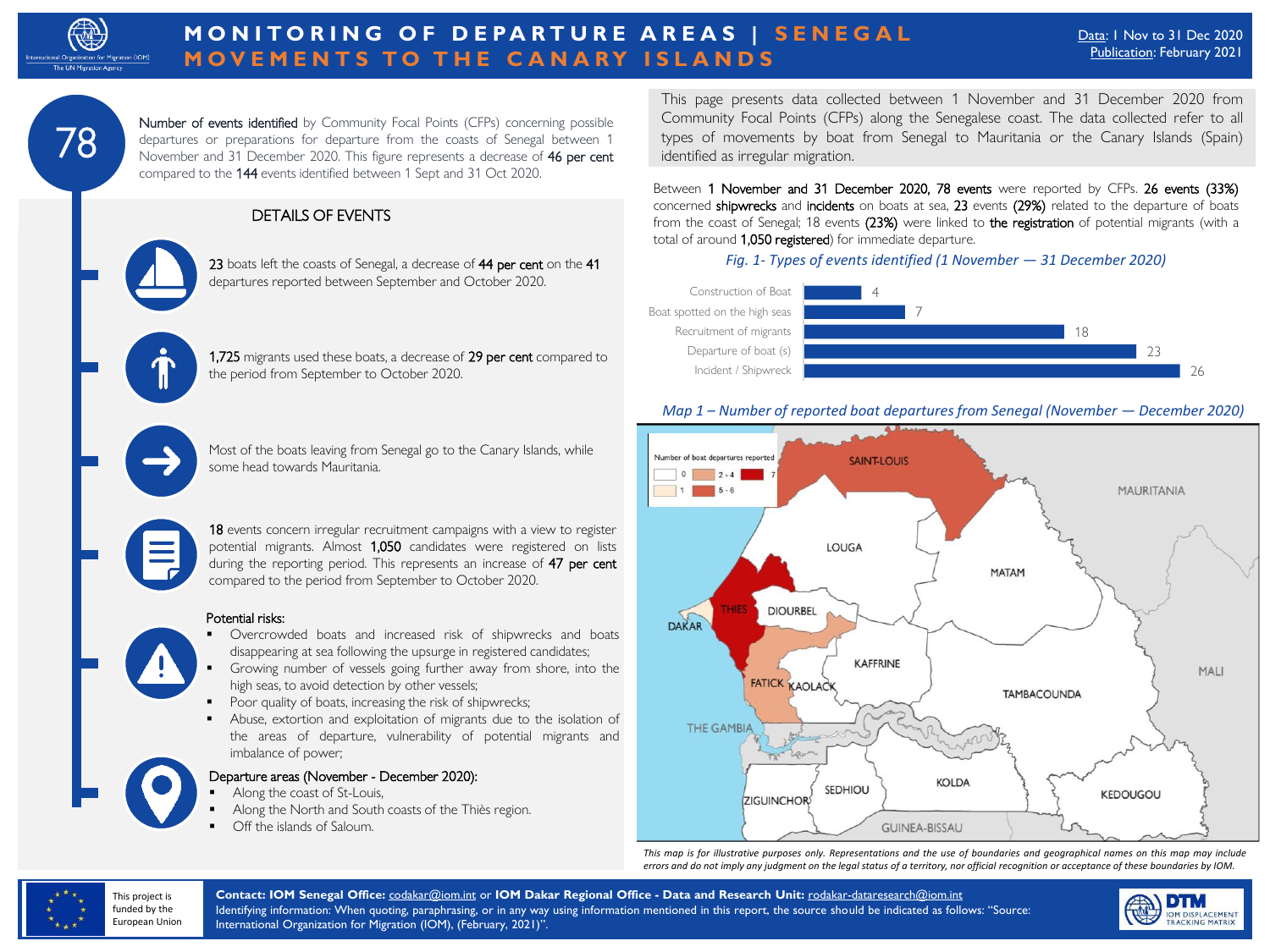# MONITORING OF DEPARTURE AREAS | SENEGAL
## MOVEMENTS TO THE CANARY ISLANDS

Data: 1 Nov to 31 Dec 2020
Publication: February 2021

**78** Number of events identified by Community Focal Points (CFPs) concerning possible departures or preparations for departure from the coasts of Senegal between 1 November and 31 December 2020. This figure represents a decrease of 46 per cent compared to the 144 events identified between 1 Sept and 31 Oct 2020.

### DETAILS OF EVENTS

23 boats left the coasts of Senegal, a decrease of 44 per cent on the 41 departures reported between September and October 2020.

1,725 migrants used these boats, a decrease of 29 per cent compared to the period from September to October 2020.

Most of the boats leaving from Senegal go to the Canary Islands, while some head towards Mauritania.

18 events concern irregular recruitment campaigns with a view to register potential migrants. Almost 1,050 candidates were registered on lists during the reporting period. This represents an increase of 47 per cent compared to the period from September to October 2020.

**Potential risks:**

- Overcrowded boats and increased risk of shipwrecks and boats disappearing at sea following the upsurge in registered candidates;
- Growing number of vessels going further away from shore, into the high seas, to avoid detection by other vessels;
- Poor quality of boats, increasing the risk of shipwrecks;
- Abuse, extortion and exploitation of migrants due to the isolation of the areas of departure, vulnerability of potential migrants and imbalance of power;

**Departure areas (November - December 2020):**

- Along the coast of St-Louis,
- Along the North and South coasts of the Thiès region.
- Off the islands of Saloum.

This page presents data collected between 1 November and 31 December 2020 from Community Focal Points (CFPs) along the Senegalese coast. The data collected refer to all types of movements by boat from Senegal to Mauritania or the Canary Islands (Spain) identified as irregular migration.

Between 1 November and 31 December 2020, 78 events were reported by CFPs. 26 events (33%) concerned shipwrecks and incidents on boats at sea, 23 events (29%) related to the departure of boats from the coast of Senegal; 18 events (23%) were linked to the registration of potential migrants (with a total of around 1,050 registered) for immediate departure.

*Fig. 1- Types of events identified (1 November — 31 December 2020)*

Construction of Boat 4
Boat spotted on the high seas 7
Recruitment of migrants 18
Departure of boat (s) 23
Incident / Shipwreck 26

*Map 1 – Number of reported boat departures from Senegal (November — December 2020)*

Number of boat departures reported: 0, 1, 2 - 4, 5 - 6, 7

SAINT-LOUIS, MAURITANIA, LOUGA, MATAM, THIES, DIOURBEL, DAKAR, KAFFRINE, MALI, FATICK, KAOLACK, TAMBACOUNDA, THE GAMBIA, KOLDA, SEDHIOU, ZIGUINCHOR, KEDOUGOU, GUINEA-BISSAU

*This map is for illustrative purposes only. Representations and the use of boundaries and geographical names on this map may include errors and do not imply any judgment on the legal status of a territory, nor official recognition or acceptance of these boundaries by IOM.*

This project is funded by the European Union

**Contact: IOM Senegal Office:** codakar@iom.int or **IOM Dakar Regional Office - Data and Research Unit:** rodakar-dataresearch@iom.int
Identifying information: When quoting, paraphrasing, or in any way using information mentioned in this report, the source should be indicated as follows: "Source: International Organization for Migration (IOM), (February, 2021)".